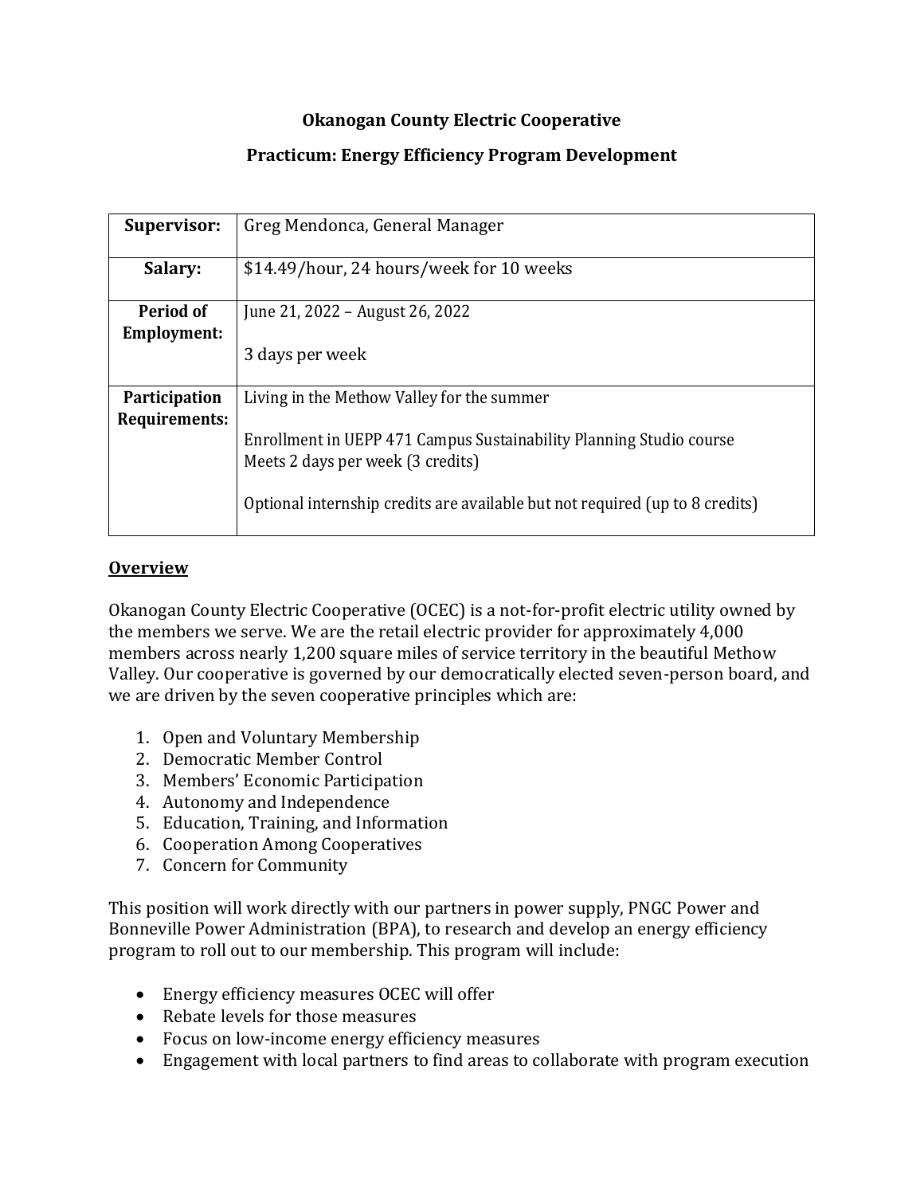# Okanogan County Electric Cooperative

## Practicum: Energy Efficiency Program Development

| **Supervisor:** | Greg Mendonca, General Manager |
|---|---|
| **Salary:** | $14.49/hour, 24 hours/week for 10 weeks |
| **Period of Employment:** | June 21, 2022 – August 26, 2022<br><br>3 days per week |
| **Participation Requirements:** | Living in the Methow Valley for the summer<br><br>Enrollment in UEPP 471 Campus Sustainability Planning Studio course<br>Meets 2 days per week (3 credits)<br><br>Optional internship credits are available but not required (up to 8 credits) |

**<u>Overview</u>**

Okanogan County Electric Cooperative (OCEC) is a not-for-profit electric utility owned by the members we serve. We are the retail electric provider for approximately 4,000 members across nearly 1,200 square miles of service territory in the beautiful Methow Valley. Our cooperative is governed by our democratically elected seven-person board, and we are driven by the seven cooperative principles which are:

1. Open and Voluntary Membership
2. Democratic Member Control
3. Members' Economic Participation
4. Autonomy and Independence
5. Education, Training, and Information
6. Cooperation Among Cooperatives
7. Concern for Community

This position will work directly with our partners in power supply, PNGC Power and Bonneville Power Administration (BPA), to research and develop an energy efficiency program to roll out to our membership. This program will include:

- Energy efficiency measures OCEC will offer
- Rebate levels for those measures
- Focus on low-income energy efficiency measures
- Engagement with local partners to find areas to collaborate with program execution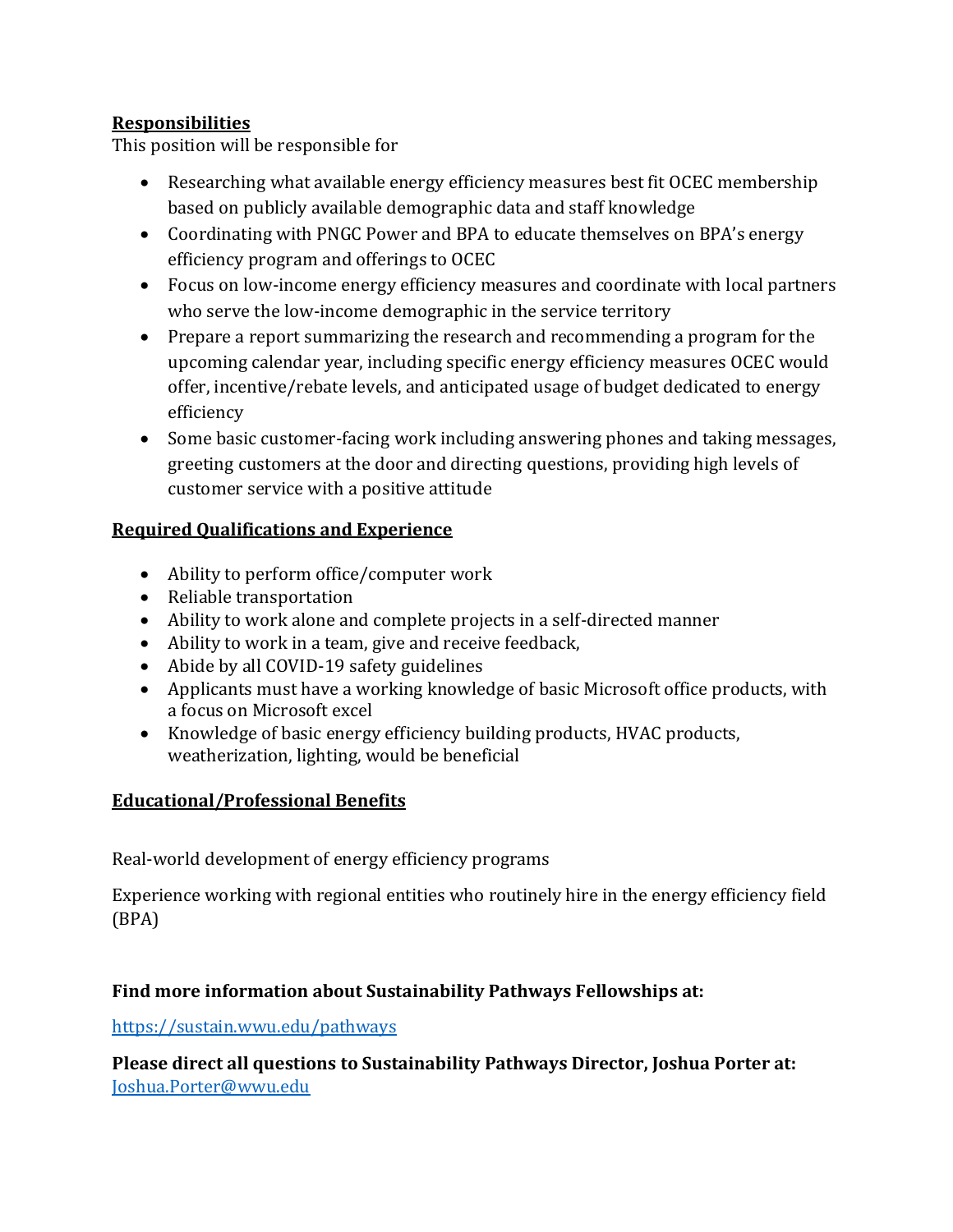**Responsibilities**

This position will be responsible for

- Researching what available energy efficiency measures best fit OCEC membership based on publicly available demographic data and staff knowledge
- Coordinating with PNGC Power and BPA to educate themselves on BPA's energy efficiency program and offerings to OCEC
- Focus on low-income energy efficiency measures and coordinate with local partners who serve the low-income demographic in the service territory
- Prepare a report summarizing the research and recommending a program for the upcoming calendar year, including specific energy efficiency measures OCEC would offer, incentive/rebate levels, and anticipated usage of budget dedicated to energy efficiency
- Some basic customer-facing work including answering phones and taking messages, greeting customers at the door and directing questions, providing high levels of customer service with a positive attitude

**Required Qualifications and Experience**

- Ability to perform office/computer work
- Reliable transportation
- Ability to work alone and complete projects in a self-directed manner
- Ability to work in a team, give and receive feedback,
- Abide by all COVID-19 safety guidelines
- Applicants must have a working knowledge of basic Microsoft office products, with a focus on Microsoft excel
- Knowledge of basic energy efficiency building products, HVAC products, weatherization, lighting, would be beneficial

**Educational/Professional Benefits**

Real-world development of energy efficiency programs

Experience working with regional entities who routinely hire in the energy efficiency field (BPA)

**Find more information about Sustainability Pathways Fellowships at:**

https://sustain.wwu.edu/pathways

**Please direct all questions to Sustainability Pathways Director, Joshua Porter at:**
Joshua.Porter@wwu.edu